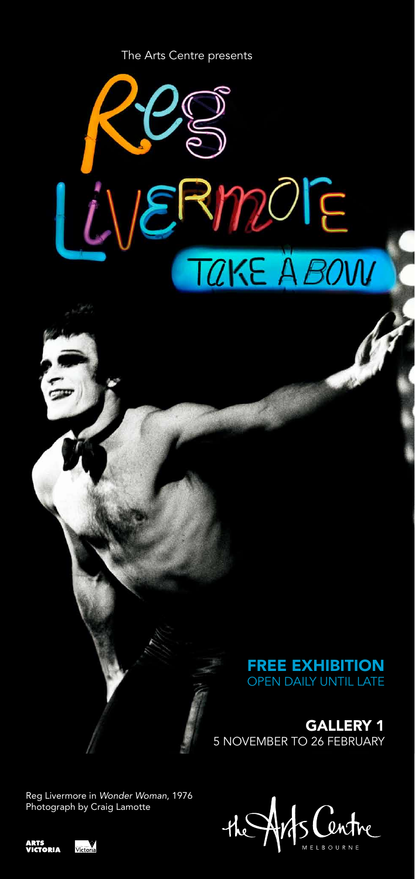The Arts Centre presents

# Reg Livermore

## TAKE A BOW

**FREE EXHIBITION**
OPEN DAILY UNTIL LATE

**GALLERY 1**
5 NOVEMBER TO 26 FEBRUARY

Reg Livermore in *Wonder Woman*, 1976
Photograph by Craig Lamotte

the Arts Centre MELBOURNE

ARTS VICTORIA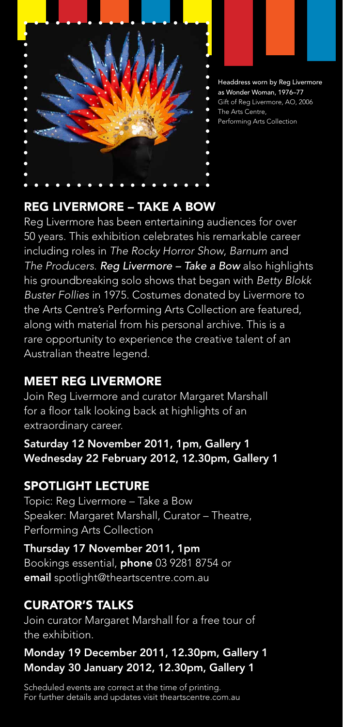Headdress worn by Reg Livermore as Wonder Woman, 1976–77
Gift of Reg Livermore, AO, 2006
The Arts Centre,
Performing Arts Collection

## REG LIVERMORE – TAKE A BOW

Reg Livermore has been entertaining audiences for over 50 years. This exhibition celebrates his remarkable career including roles in *The Rocky Horror Show*, *Barnum* and *The Producers*. ***Reg Livermore – Take a Bow*** also highlights his groundbreaking solo shows that began with *Betty Blokk Buster Follies* in 1975. Costumes donated by Livermore to the Arts Centre's Performing Arts Collection are featured, along with material from his personal archive. This is a rare opportunity to experience the creative talent of an Australian theatre legend.

## MEET REG LIVERMORE

Join Reg Livermore and curator Margaret Marshall for a floor talk looking back at highlights of an extraordinary career.

**Saturday 12 November 2011, 1pm, Gallery 1**
**Wednesday 22 February 2012, 12.30pm, Gallery 1**

## SPOTLIGHT LECTURE

Topic: Reg Livermore – Take a Bow
Speaker: Margaret Marshall, Curator – Theatre, Performing Arts Collection

**Thursday 17 November 2011, 1pm**
Bookings essential, **phone** 03 9281 8754 or **email** spotlight@theartscentre.com.au

## CURATOR'S TALKS

Join curator Margaret Marshall for a free tour of the exhibition.

**Monday 19 December 2011, 12.30pm, Gallery 1**
**Monday 30 January 2012, 12.30pm, Gallery 1**

Scheduled events are correct at the time of printing.
For further details and updates visit theartscentre.com.au